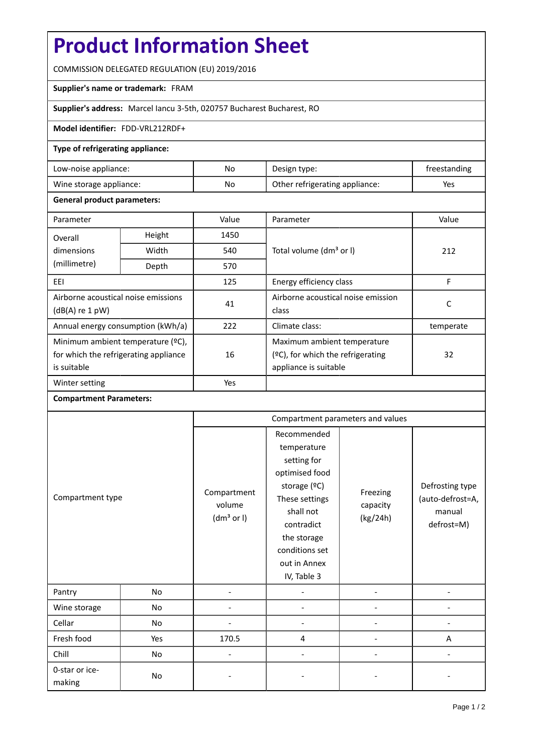# Product Information Sheet

COMMISSION DELEGATED REGULATION (EU) 2019/2016

**Supplier's name or trademark:** FRAM

**Supplier's address:** Marcel Iancu 3-5th, 020757 Bucharest Bucharest, RO

**Model identifier:** FDD-VRL212RDF+

**Type of refrigerating appliance:**

| | | | |
|---|---|---|---|
| Low-noise appliance: | No | Design type: | freestanding |
| Wine storage appliance: | No | Other refrigerating appliance: | Yes |

**General product parameters:**

| Parameter | | Value | Parameter | Value |
|---|---|---|---|---|
| Overall dimensions (millimetre) | Height | 1450 | Total volume (dm³ or l) | 212 |
| | Width | 540 | | |
| | Depth | 570 | | |
| EEI | | 125 | Energy efficiency class | F |
| Airborne acoustical noise emissions (dB(A) re 1 pW) | | 41 | Airborne acoustical noise emission class | C |
| Annual energy consumption (kWh/a) | | 222 | Climate class: | temperate |
| Minimum ambient temperature (ºC), for which the refrigerating appliance is suitable | | 16 | Maximum ambient temperature (ºC), for which the refrigerating appliance is suitable | 32 |
| Winter setting | | Yes | | |

**Compartment Parameters:**

| Compartment type | | Compartment parameters and values | | | |
|---|---|---|---|---|---|
| | | Compartment volume (dm³ or l) | Recommended temperature setting for optimised food storage (ºC) These settings shall not contradict the storage conditions set out in Annex IV, Table 3 | Freezing capacity (kg/24h) | Defrosting type (auto-defrost=A, manual defrost=M) |
| Pantry | No | - | - | - | - |
| Wine storage | No | - | - | - | - |
| Cellar | No | - | - | - | - |
| Fresh food | Yes | 170.5 | 4 | - | A |
| Chill | No | - | - | - | - |
| 0-star or ice-making | No | - | - | - | - |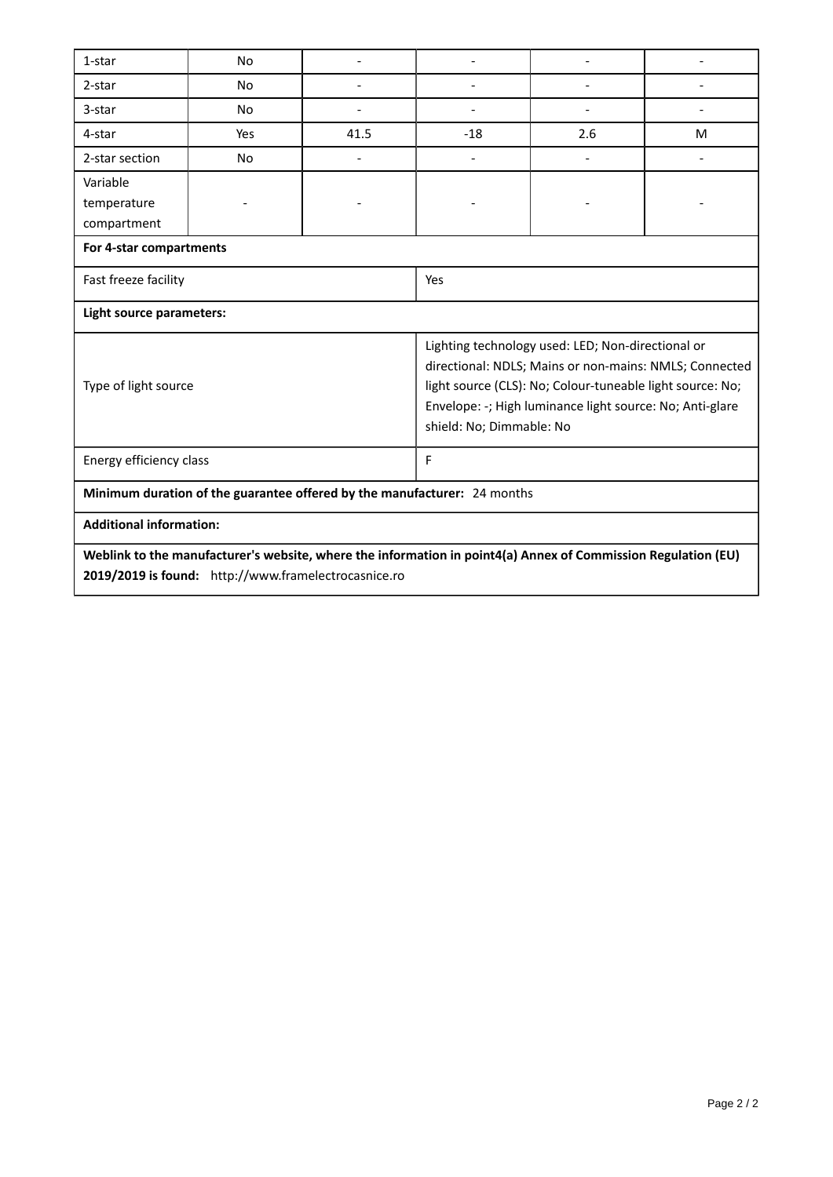| | | | | | |
|---|---|---|---|---|---|
| 1-star | No | - | - | - | - |
| 2-star | No | - | - | - | - |
| 3-star | No | - | - | - | - |
| 4-star | Yes | 41.5 | -18 | 2.6 | M |
| 2-star section | No | - | - | - | - |
| Variable temperature compartment | - | - | - | - | - |
| **For 4-star compartments** | | | | | |
| Fast freeze facility | | | Yes | | |
| **Light source parameters:** | | | | | |
| Type of light source | | | Lighting technology used: LED; Non-directional or directional: NDLS; Mains or non-mains: NMLS; Connected light source (CLS): No; Colour-tuneable light source: No; Envelope: -; High luminance light source: No; Anti-glare shield: No; Dimmable: No | | |
| Energy efficiency class | | | F | | |
| **Minimum duration of the guarantee offered by the manufacturer:** 24 months | | | | | |
| **Additional information:** | | | | | |
| **Weblink to the manufacturer's website, where the information in point4(a) Annex of Commission Regulation (EU) 2019/2019 is found:** http://www.framelectrocasnice.ro | | | | | |